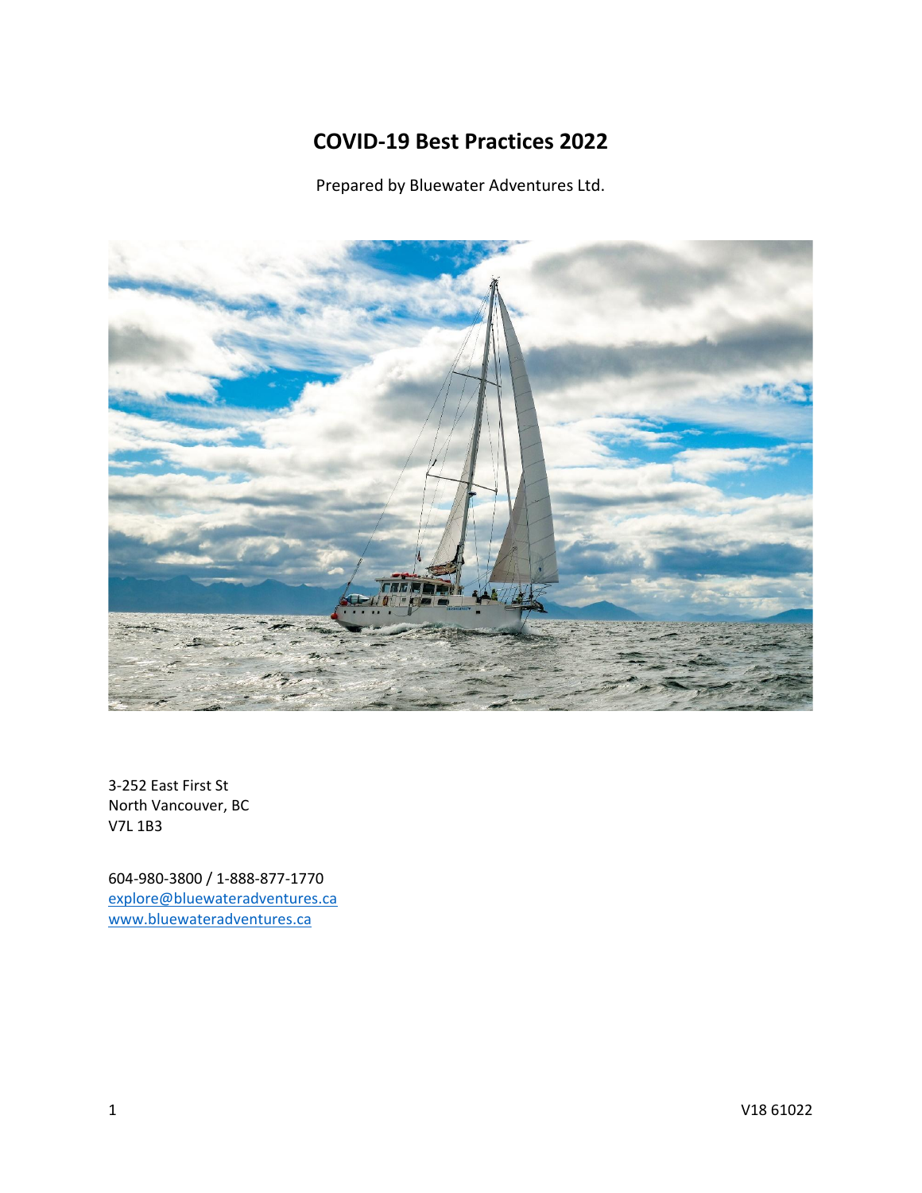# COVID-19 Best Practices 2022

Prepared by Bluewater Adventures Ltd.

3-252 East First St
North Vancouver, BC
V7L 1B3

604-980-3800 / 1-888-877-1770
explore@bluewateradventures.ca
www.bluewateradventures.ca

V18 61022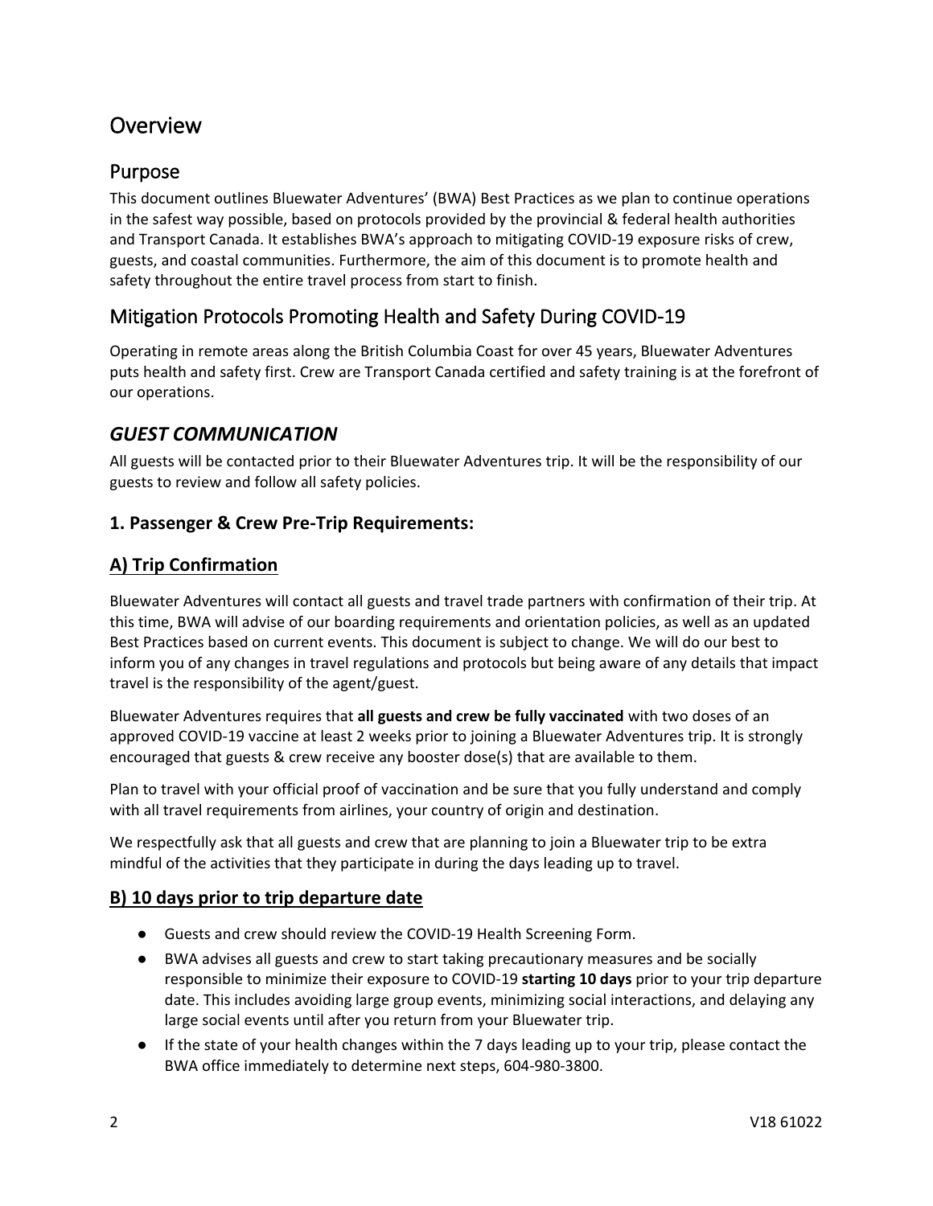# Overview

## Purpose

This document outlines Bluewater Adventures' (BWA) Best Practices as we plan to continue operations in the safest way possible, based on protocols provided by the provincial & federal health authorities and Transport Canada. It establishes BWA's approach to mitigating COVID-19 exposure risks of crew, guests, and coastal communities. Furthermore, the aim of this document is to promote health and safety throughout the entire travel process from start to finish.

## Mitigation Protocols Promoting Health and Safety During COVID-19

Operating in remote areas along the British Columbia Coast for over 45 years, Bluewater Adventures puts health and safety first. Crew are Transport Canada certified and safety training is at the forefront of our operations.

## *GUEST COMMUNICATION*

All guests will be contacted prior to their Bluewater Adventures trip. It will be the responsibility of our guests to review and follow all safety policies.

### 1. Passenger & Crew Pre-Trip Requirements:

### A) Trip Confirmation

Bluewater Adventures will contact all guests and travel trade partners with confirmation of their trip. At this time, BWA will advise of our boarding requirements and orientation policies, as well as an updated Best Practices based on current events. This document is subject to change. We will do our best to inform you of any changes in travel regulations and protocols but being aware of any details that impact travel is the responsibility of the agent/guest.

Bluewater Adventures requires that **all guests and crew be fully vaccinated** with two doses of an approved COVID-19 vaccine at least 2 weeks prior to joining a Bluewater Adventures trip. It is strongly encouraged that guests & crew receive any booster dose(s) that are available to them.

Plan to travel with your official proof of vaccination and be sure that you fully understand and comply with all travel requirements from airlines, your country of origin and destination.

We respectfully ask that all guests and crew that are planning to join a Bluewater trip to be extra mindful of the activities that they participate in during the days leading up to travel.

### B) 10 days prior to trip departure date

- Guests and crew should review the COVID-19 Health Screening Form.
- BWA advises all guests and crew to start taking precautionary measures and be socially responsible to minimize their exposure to COVID-19 **starting 10 days** prior to your trip departure date. This includes avoiding large group events, minimizing social interactions, and delaying any large social events until after you return from your Bluewater trip.
- If the state of your health changes within the 7 days leading up to your trip, please contact the BWA office immediately to determine next steps, 604-980-3800.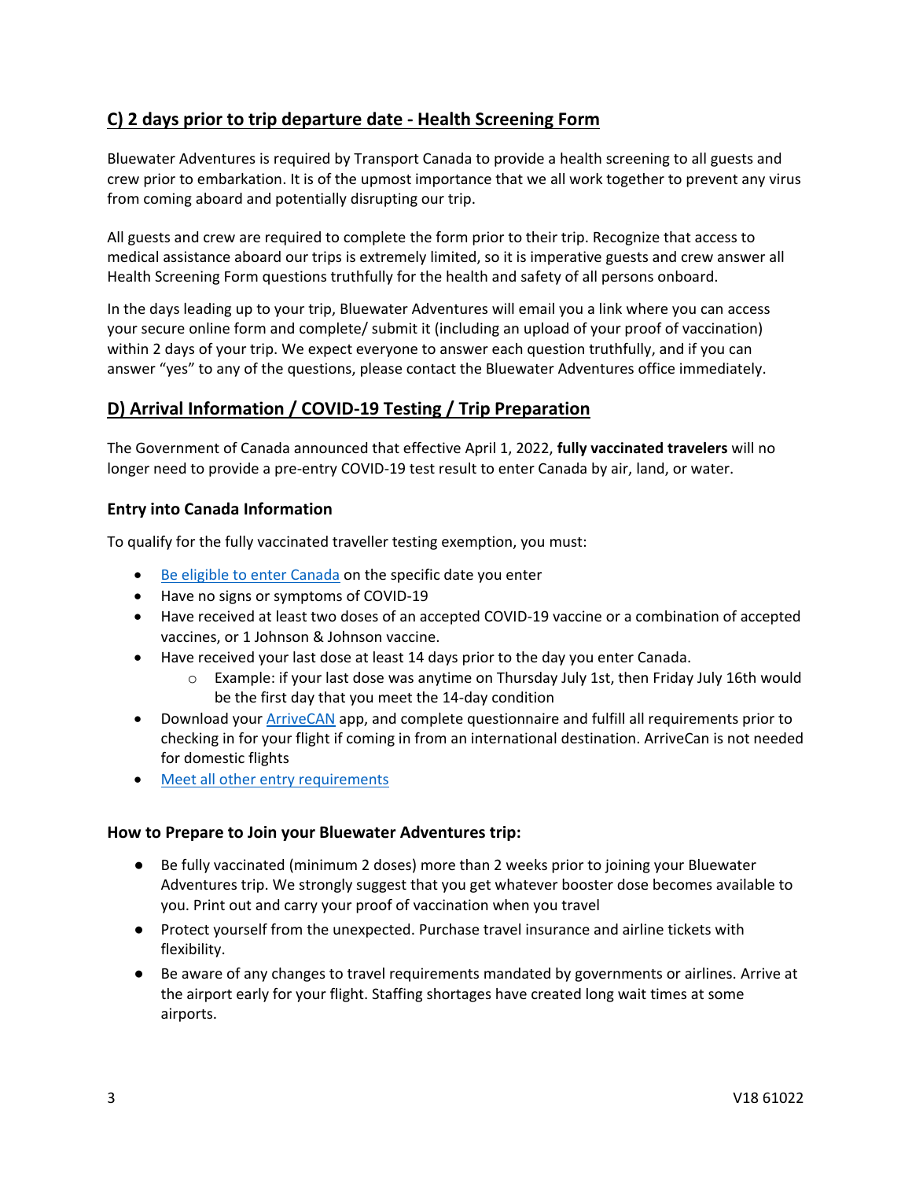## C) 2 days prior to trip departure date - Health Screening Form

Bluewater Adventures is required by Transport Canada to provide a health screening to all guests and crew prior to embarkation. It is of the upmost importance that we all work together to prevent any virus from coming aboard and potentially disrupting our trip.

All guests and crew are required to complete the form prior to their trip. Recognize that access to medical assistance aboard our trips is extremely limited, so it is imperative guests and crew answer all Health Screening Form questions truthfully for the health and safety of all persons onboard.

In the days leading up to your trip, Bluewater Adventures will email you a link where you can access your secure online form and complete/ submit it (including an upload of your proof of vaccination) within 2 days of your trip. We expect everyone to answer each question truthfully, and if you can answer "yes" to any of the questions, please contact the Bluewater Adventures office immediately.

## D) Arrival Information / COVID-19 Testing / Trip Preparation

The Government of Canada announced that effective April 1, 2022, **fully vaccinated travelers** will no longer need to provide a pre-entry COVID-19 test result to enter Canada by air, land, or water.

### Entry into Canada Information

To qualify for the fully vaccinated traveller testing exemption, you must:

- Be eligible to enter Canada on the specific date you enter
- Have no signs or symptoms of COVID-19
- Have received at least two doses of an accepted COVID-19 vaccine or a combination of accepted vaccines, or 1 Johnson & Johnson vaccine.
- Have received your last dose at least 14 days prior to the day you enter Canada.
  - Example: if your last dose was anytime on Thursday July 1st, then Friday July 16th would be the first day that you meet the 14-day condition
- Download your ArriveCAN app, and complete questionnaire and fulfill all requirements prior to checking in for your flight if coming in from an international destination. ArriveCan is not needed for domestic flights
- Meet all other entry requirements

### How to Prepare to Join your Bluewater Adventures trip:

- Be fully vaccinated (minimum 2 doses) more than 2 weeks prior to joining your Bluewater Adventures trip. We strongly suggest that you get whatever booster dose becomes available to you. Print out and carry your proof of vaccination when you travel
- Protect yourself from the unexpected. Purchase travel insurance and airline tickets with flexibility.
- Be aware of any changes to travel requirements mandated by governments or airlines. Arrive at the airport early for your flight. Staffing shortages have created long wait times at some airports.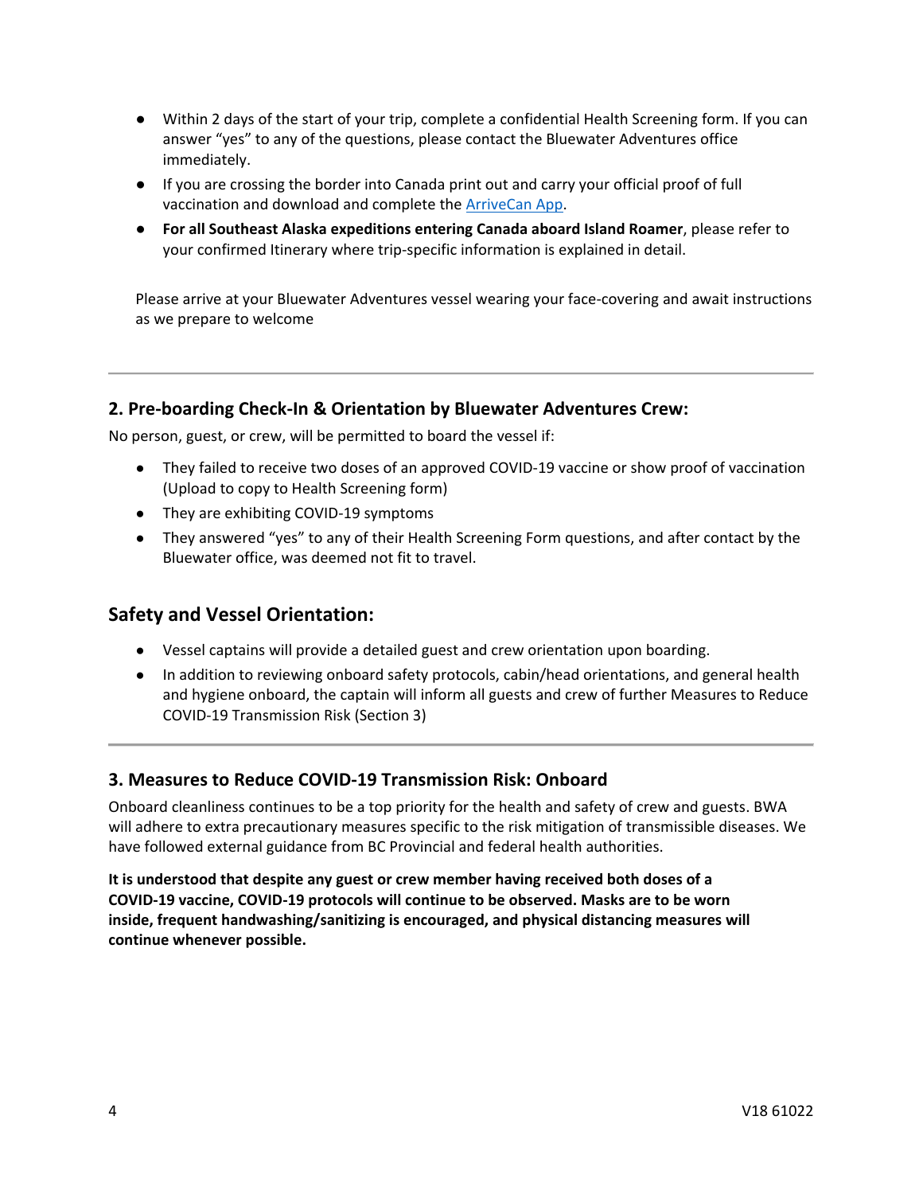- Within 2 days of the start of your trip, complete a confidential Health Screening form. If you can answer "yes" to any of the questions, please contact the Bluewater Adventures office immediately.
- If you are crossing the border into Canada print out and carry your official proof of full vaccination and download and complete the [ArriveCan App](ArriveCan App).
- **For all Southeast Alaska expeditions entering Canada aboard Island Roamer**, please refer to your confirmed Itinerary where trip-specific information is explained in detail.

Please arrive at your Bluewater Adventures vessel wearing your face-covering and await instructions as we prepare to welcome

---

## 2. Pre-boarding Check-In & Orientation by Bluewater Adventures Crew:

No person, guest, or crew, will be permitted to board the vessel if:

- They failed to receive two doses of an approved COVID-19 vaccine or show proof of vaccination (Upload to copy to Health Screening form)
- They are exhibiting COVID-19 symptoms
- They answered "yes" to any of their Health Screening Form questions, and after contact by the Bluewater office, was deemed not fit to travel.

## Safety and Vessel Orientation:

- Vessel captains will provide a detailed guest and crew orientation upon boarding.
- In addition to reviewing onboard safety protocols, cabin/head orientations, and general health and hygiene onboard, the captain will inform all guests and crew of further Measures to Reduce COVID-19 Transmission Risk (Section 3)

---

## 3. Measures to Reduce COVID-19 Transmission Risk: Onboard

Onboard cleanliness continues to be a top priority for the health and safety of crew and guests. BWA will adhere to extra precautionary measures specific to the risk mitigation of transmissible diseases. We have followed external guidance from BC Provincial and federal health authorities.

**It is understood that despite any guest or crew member having received both doses of a COVID-19 vaccine, COVID-19 protocols will continue to be observed. Masks are to be worn inside, frequent handwashing/sanitizing is encouraged, and physical distancing measures will continue whenever possible.**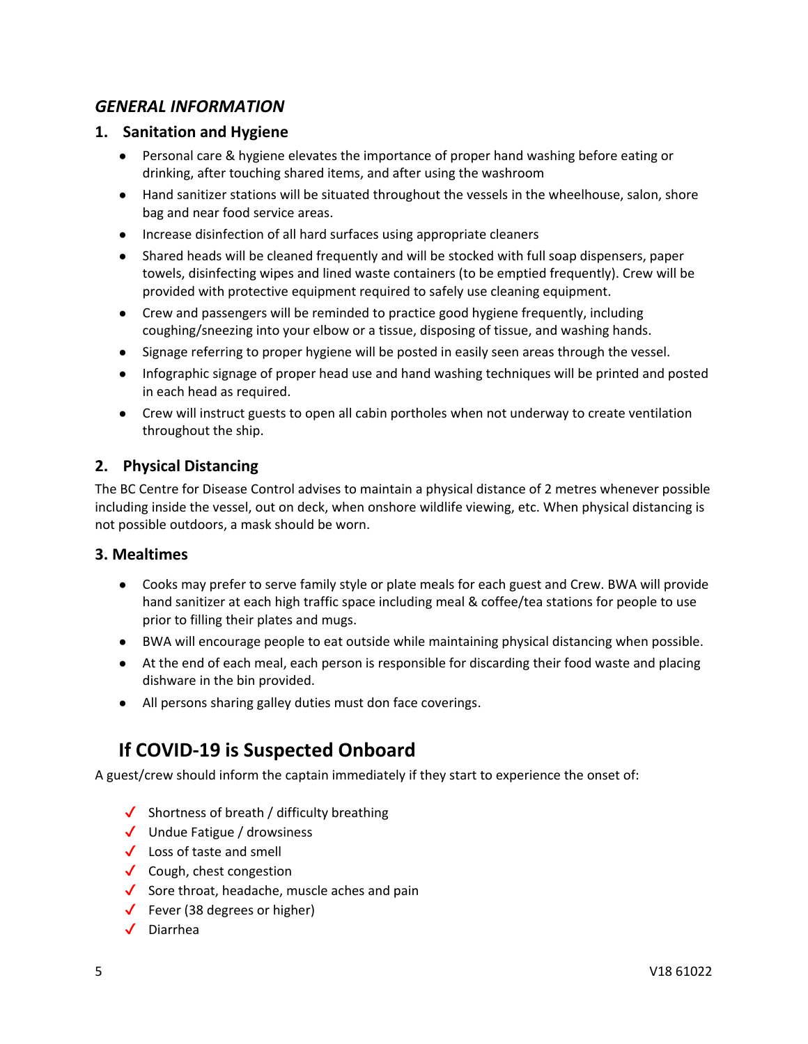## *GENERAL INFORMATION*

### 1. Sanitation and Hygiene

- Personal care & hygiene elevates the importance of proper hand washing before eating or drinking, after touching shared items, and after using the washroom
- Hand sanitizer stations will be situated throughout the vessels in the wheelhouse, salon, shore bag and near food service areas.
- Increase disinfection of all hard surfaces using appropriate cleaners
- Shared heads will be cleaned frequently and will be stocked with full soap dispensers, paper towels, disinfecting wipes and lined waste containers (to be emptied frequently). Crew will be provided with protective equipment required to safely use cleaning equipment.
- Crew and passengers will be reminded to practice good hygiene frequently, including coughing/sneezing into your elbow or a tissue, disposing of tissue, and washing hands.
- Signage referring to proper hygiene will be posted in easily seen areas through the vessel.
- Infographic signage of proper head use and hand washing techniques will be printed and posted in each head as required.
- Crew will instruct guests to open all cabin portholes when not underway to create ventilation throughout the ship.

### 2. Physical Distancing

The BC Centre for Disease Control advises to maintain a physical distance of 2 metres whenever possible including inside the vessel, out on deck, when onshore wildlife viewing, etc. When physical distancing is not possible outdoors, a mask should be worn.

### 3. Mealtimes

- Cooks may prefer to serve family style or plate meals for each guest and Crew. BWA will provide hand sanitizer at each high traffic space including meal & coffee/tea stations for people to use prior to filling their plates and mugs.
- BWA will encourage people to eat outside while maintaining physical distancing when possible.
- At the end of each meal, each person is responsible for discarding their food waste and placing dishware in the bin provided.
- All persons sharing galley duties must don face coverings.

## If COVID-19 is Suspected Onboard

A guest/crew should inform the captain immediately if they start to experience the onset of:

- ✓ Shortness of breath / difficulty breathing
- ✓ Undue Fatigue / drowsiness
- ✓ Loss of taste and smell
- ✓ Cough, chest congestion
- ✓ Sore throat, headache, muscle aches and pain
- ✓ Fever (38 degrees or higher)
- ✓ Diarrhea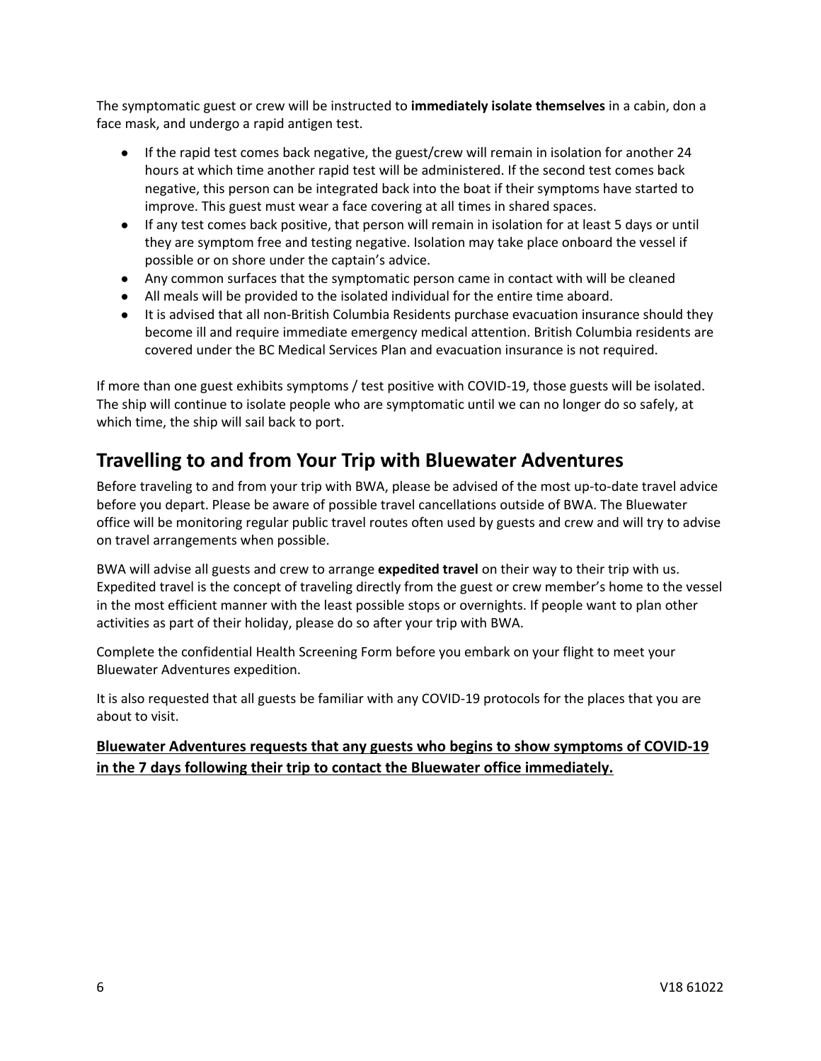The symptomatic guest or crew will be instructed to **immediately isolate themselves** in a cabin, don a face mask, and undergo a rapid antigen test.

- If the rapid test comes back negative, the guest/crew will remain in isolation for another 24 hours at which time another rapid test will be administered. If the second test comes back negative, this person can be integrated back into the boat if their symptoms have started to improve. This guest must wear a face covering at all times in shared spaces.
- If any test comes back positive, that person will remain in isolation for at least 5 days or until they are symptom free and testing negative. Isolation may take place onboard the vessel if possible or on shore under the captain's advice.
- Any common surfaces that the symptomatic person came in contact with will be cleaned
- All meals will be provided to the isolated individual for the entire time aboard.
- It is advised that all non-British Columbia Residents purchase evacuation insurance should they become ill and require immediate emergency medical attention. British Columbia residents are covered under the BC Medical Services Plan and evacuation insurance is not required.

If more than one guest exhibits symptoms / test positive with COVID-19, those guests will be isolated. The ship will continue to isolate people who are symptomatic until we can no longer do so safely, at which time, the ship will sail back to port.

## Travelling to and from Your Trip with Bluewater Adventures

Before traveling to and from your trip with BWA, please be advised of the most up-to-date travel advice before you depart. Please be aware of possible travel cancellations outside of BWA. The Bluewater office will be monitoring regular public travel routes often used by guests and crew and will try to advise on travel arrangements when possible.

BWA will advise all guests and crew to arrange **expedited travel** on their way to their trip with us. Expedited travel is the concept of traveling directly from the guest or crew member's home to the vessel in the most efficient manner with the least possible stops or overnights. If people want to plan other activities as part of their holiday, please do so after your trip with BWA.

Complete the confidential Health Screening Form before you embark on your flight to meet your Bluewater Adventures expedition.

It is also requested that all guests be familiar with any COVID-19 protocols for the places that you are about to visit.

**<u>Bluewater Adventures requests that any guests who begins to show symptoms of COVID-19 in the 7 days following their trip to contact the Bluewater office immediately.</u>**

V18 61022